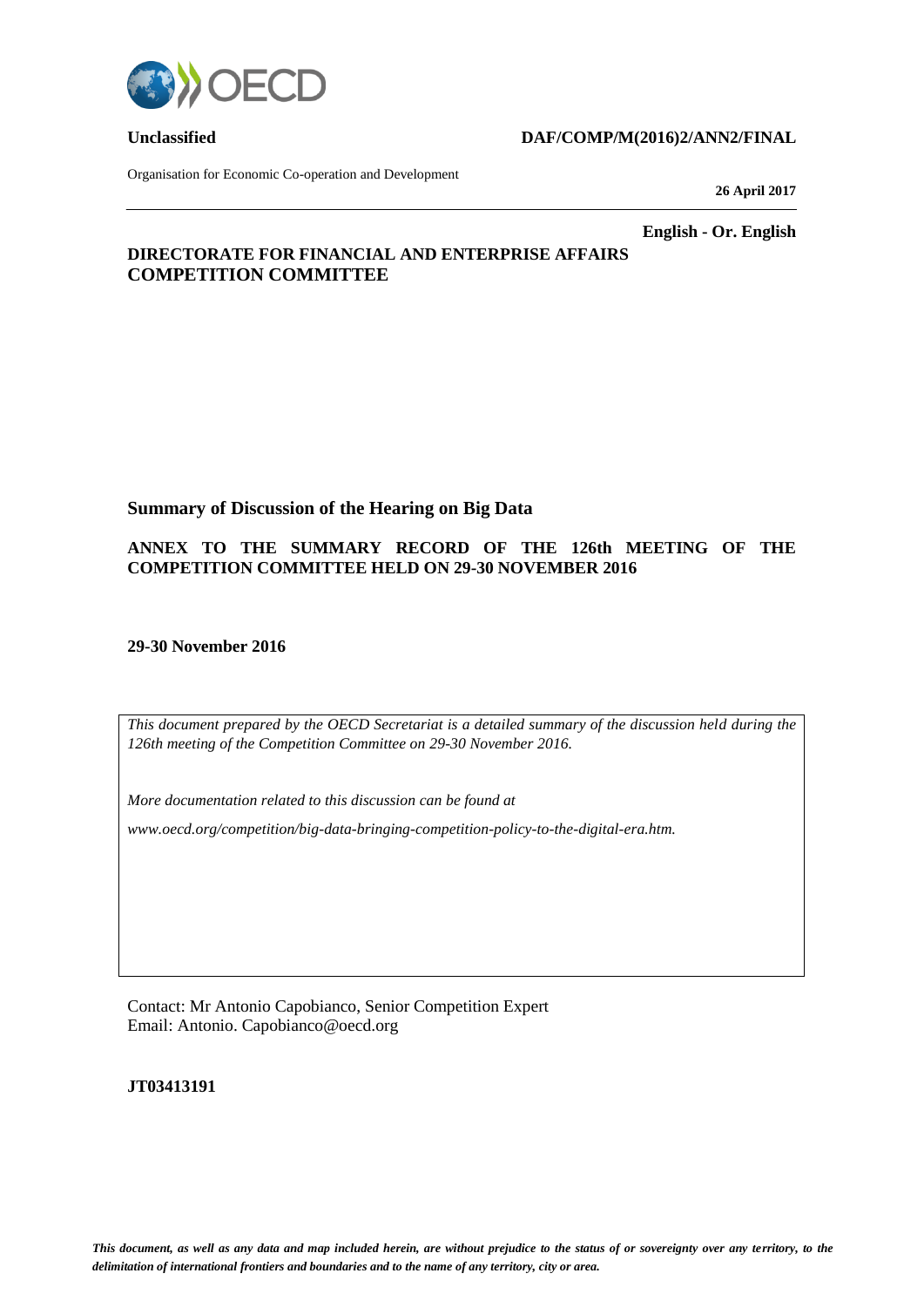**Unclassified** **DAF/COMP/M(2016)2/ANN2/FINAL**

Organisation for Economic Co-operation and Development

**26 April 2017**

**English - Or. English**

**DIRECTORATE FOR FINANCIAL AND ENTERPRISE AFFAIRS**
**COMPETITION COMMITTEE**

## Summary of Discussion of the Hearing on Big Data

### ANNEX TO THE SUMMARY RECORD OF THE 126th MEETING OF THE COMPETITION COMMITTEE HELD ON 29-30 NOVEMBER 2016

**29-30 November 2016**

*This document prepared by the OECD Secretariat is a detailed summary of the discussion held during the 126th meeting of the Competition Committee on 29-30 November 2016.*

*More documentation related to this discussion can be found at*

*www.oecd.org/competition/big-data-bringing-competition-policy-to-the-digital-era.htm.*

Contact: Mr Antonio Capobianco, Senior Competition Expert
Email: Antonio. Capobianco@oecd.org

**JT03413191**

*This document, as well as any data and map included herein, are without prejudice to the status of or sovereignty over any territory, to the delimitation of international frontiers and boundaries and to the name of any territory, city or area.*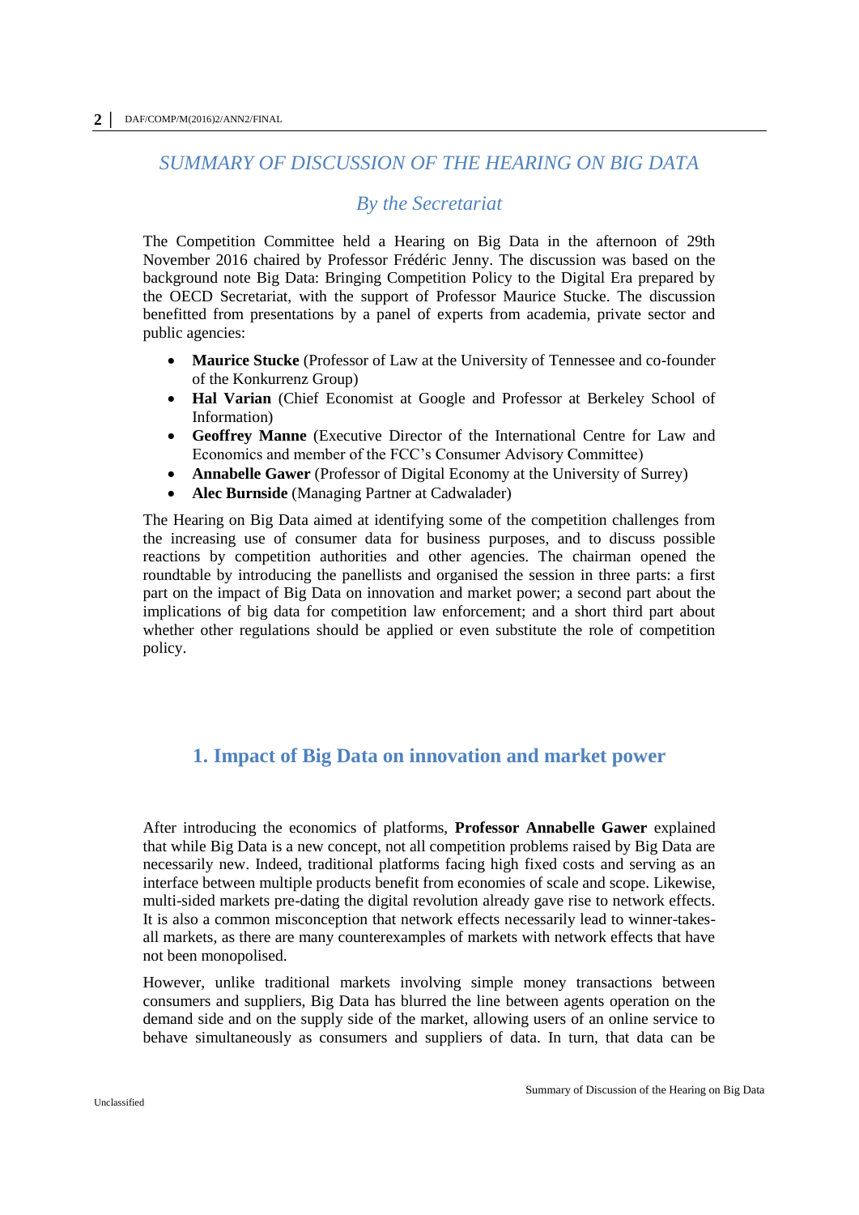## *SUMMARY OF DISCUSSION OF THE HEARING ON BIG DATA*

### *By the Secretariat*

The Competition Committee held a Hearing on Big Data in the afternoon of 29th November 2016 chaired by Professor Frédéric Jenny. The discussion was based on the background note Big Data: Bringing Competition Policy to the Digital Era prepared by the OECD Secretariat, with the support of Professor Maurice Stucke. The discussion benefitted from presentations by a panel of experts from academia, private sector and public agencies:

- **Maurice Stucke** (Professor of Law at the University of Tennessee and co-founder of the Konkurrenz Group)
- **Hal Varian** (Chief Economist at Google and Professor at Berkeley School of Information)
- **Geoffrey Manne** (Executive Director of the International Centre for Law and Economics and member of the FCC's Consumer Advisory Committee)
- **Annabelle Gawer** (Professor of Digital Economy at the University of Surrey)
- **Alec Burnside** (Managing Partner at Cadwalader)

The Hearing on Big Data aimed at identifying some of the competition challenges from the increasing use of consumer data for business purposes, and to discuss possible reactions by competition authorities and other agencies. The chairman opened the roundtable by introducing the panellists and organised the session in three parts: a first part on the impact of Big Data on innovation and market power; a second part about the implications of big data for competition law enforcement; and a short third part about whether other regulations should be applied or even substitute the role of competition policy.

## 1. Impact of Big Data on innovation and market power

After introducing the economics of platforms, **Professor Annabelle Gawer** explained that while Big Data is a new concept, not all competition problems raised by Big Data are necessarily new. Indeed, traditional platforms facing high fixed costs and serving as an interface between multiple products benefit from economies of scale and scope. Likewise, multi-sided markets pre-dating the digital revolution already gave rise to network effects. It is also a common misconception that network effects necessarily lead to winner-takes-all markets, as there are many counterexamples of markets with network effects that have not been monopolised.

However, unlike traditional markets involving simple money transactions between consumers and suppliers, Big Data has blurred the line between agents operation on the demand side and on the supply side of the market, allowing users of an online service to behave simultaneously as consumers and suppliers of data. In turn, that data can be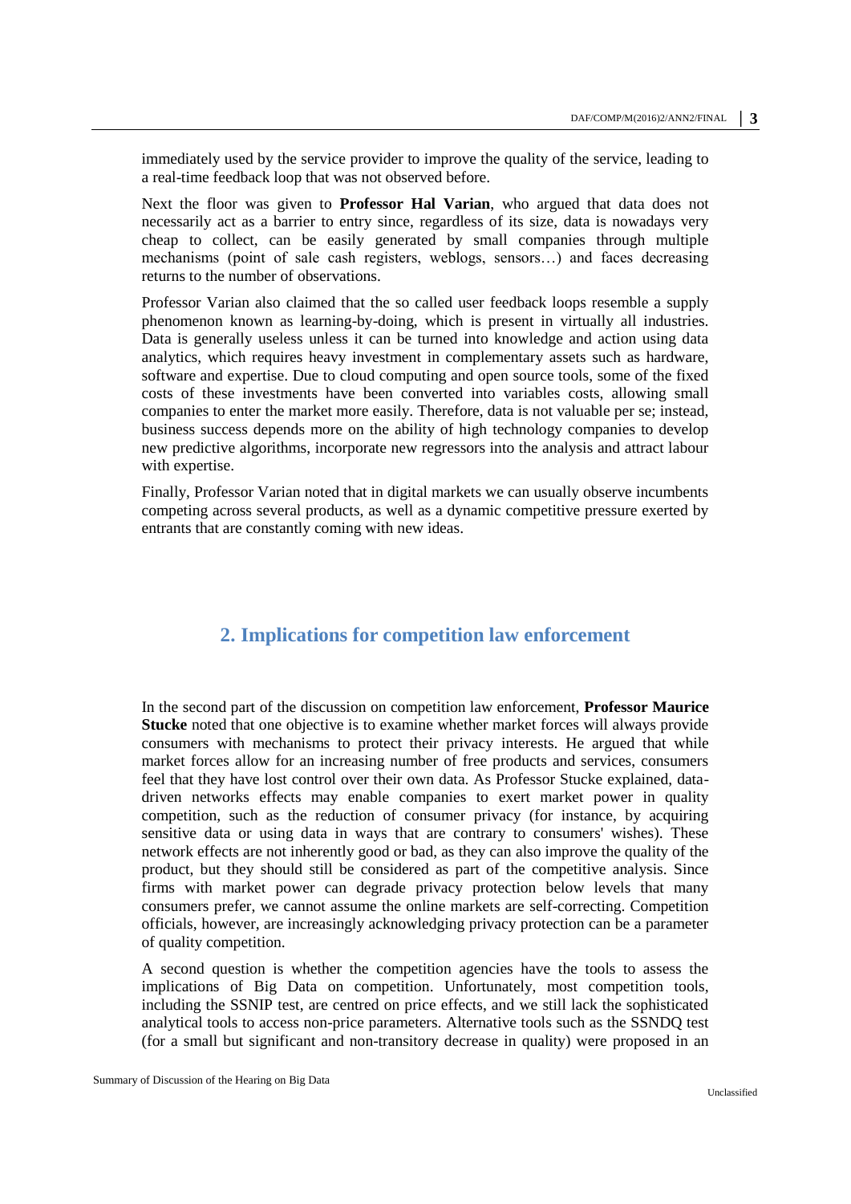immediately used by the service provider to improve the quality of the service, leading to a real-time feedback loop that was not observed before.

Next the floor was given to **Professor Hal Varian**, who argued that data does not necessarily act as a barrier to entry since, regardless of its size, data is nowadays very cheap to collect, can be easily generated by small companies through multiple mechanisms (point of sale cash registers, weblogs, sensors…) and faces decreasing returns to the number of observations.

Professor Varian also claimed that the so called user feedback loops resemble a supply phenomenon known as learning-by-doing, which is present in virtually all industries. Data is generally useless unless it can be turned into knowledge and action using data analytics, which requires heavy investment in complementary assets such as hardware, software and expertise. Due to cloud computing and open source tools, some of the fixed costs of these investments have been converted into variables costs, allowing small companies to enter the market more easily. Therefore, data is not valuable per se; instead, business success depends more on the ability of high technology companies to develop new predictive algorithms, incorporate new regressors into the analysis and attract labour with expertise.

Finally, Professor Varian noted that in digital markets we can usually observe incumbents competing across several products, as well as a dynamic competitive pressure exerted by entrants that are constantly coming with new ideas.

## 2. Implications for competition law enforcement

In the second part of the discussion on competition law enforcement, **Professor Maurice Stucke** noted that one objective is to examine whether market forces will always provide consumers with mechanisms to protect their privacy interests. He argued that while market forces allow for an increasing number of free products and services, consumers feel that they have lost control over their own data. As Professor Stucke explained, data-driven networks effects may enable companies to exert market power in quality competition, such as the reduction of consumer privacy (for instance, by acquiring sensitive data or using data in ways that are contrary to consumers' wishes). These network effects are not inherently good or bad, as they can also improve the quality of the product, but they should still be considered as part of the competitive analysis. Since firms with market power can degrade privacy protection below levels that many consumers prefer, we cannot assume the online markets are self-correcting. Competition officials, however, are increasingly acknowledging privacy protection can be a parameter of quality competition.

A second question is whether the competition agencies have the tools to assess the implications of Big Data on competition. Unfortunately, most competition tools, including the SSNIP test, are centred on price effects, and we still lack the sophisticated analytical tools to access non-price parameters. Alternative tools such as the SSNDQ test (for a small but significant and non-transitory decrease in quality) were proposed in an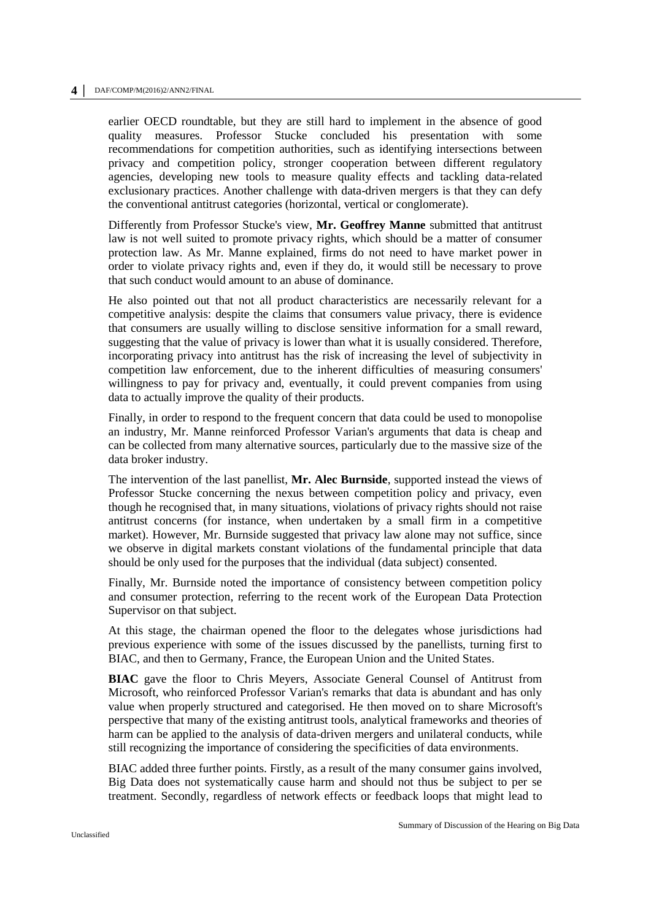earlier OECD roundtable, but they are still hard to implement in the absence of good quality measures. Professor Stucke concluded his presentation with some recommendations for competition authorities, such as identifying intersections between privacy and competition policy, stronger cooperation between different regulatory agencies, developing new tools to measure quality effects and tackling data-related exclusionary practices. Another challenge with data-driven mergers is that they can defy the conventional antitrust categories (horizontal, vertical or conglomerate).

Differently from Professor Stucke's view, **Mr. Geoffrey Manne** submitted that antitrust law is not well suited to promote privacy rights, which should be a matter of consumer protection law. As Mr. Manne explained, firms do not need to have market power in order to violate privacy rights and, even if they do, it would still be necessary to prove that such conduct would amount to an abuse of dominance.

He also pointed out that not all product characteristics are necessarily relevant for a competitive analysis: despite the claims that consumers value privacy, there is evidence that consumers are usually willing to disclose sensitive information for a small reward, suggesting that the value of privacy is lower than what it is usually considered. Therefore, incorporating privacy into antitrust has the risk of increasing the level of subjectivity in competition law enforcement, due to the inherent difficulties of measuring consumers' willingness to pay for privacy and, eventually, it could prevent companies from using data to actually improve the quality of their products.

Finally, in order to respond to the frequent concern that data could be used to monopolise an industry, Mr. Manne reinforced Professor Varian's arguments that data is cheap and can be collected from many alternative sources, particularly due to the massive size of the data broker industry.

The intervention of the last panellist, **Mr. Alec Burnside**, supported instead the views of Professor Stucke concerning the nexus between competition policy and privacy, even though he recognised that, in many situations, violations of privacy rights should not raise antitrust concerns (for instance, when undertaken by a small firm in a competitive market). However, Mr. Burnside suggested that privacy law alone may not suffice, since we observe in digital markets constant violations of the fundamental principle that data should be only used for the purposes that the individual (data subject) consented.

Finally, Mr. Burnside noted the importance of consistency between competition policy and consumer protection, referring to the recent work of the European Data Protection Supervisor on that subject.

At this stage, the chairman opened the floor to the delegates whose jurisdictions had previous experience with some of the issues discussed by the panellists, turning first to BIAC, and then to Germany, France, the European Union and the United States.

**BIAC** gave the floor to Chris Meyers, Associate General Counsel of Antitrust from Microsoft, who reinforced Professor Varian's remarks that data is abundant and has only value when properly structured and categorised. He then moved on to share Microsoft's perspective that many of the existing antitrust tools, analytical frameworks and theories of harm can be applied to the analysis of data-driven mergers and unilateral conducts, while still recognizing the importance of considering the specificities of data environments.

BIAC added three further points. Firstly, as a result of the many consumer gains involved, Big Data does not systematically cause harm and should not thus be subject to per se treatment. Secondly, regardless of network effects or feedback loops that might lead to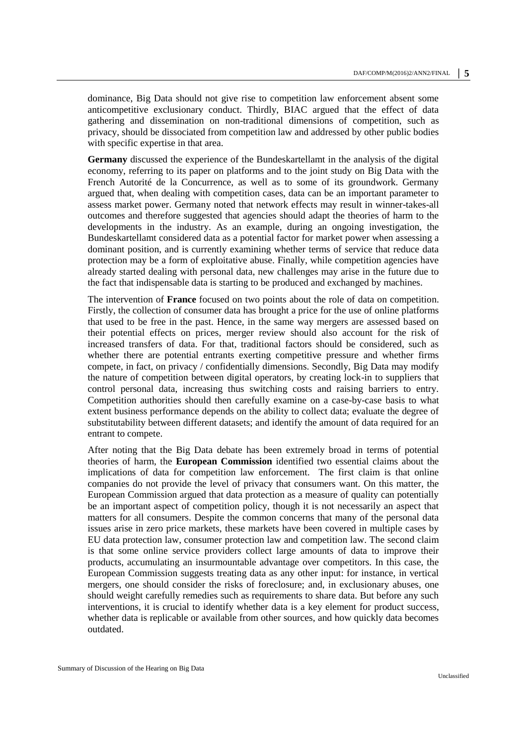dominance, Big Data should not give rise to competition law enforcement absent some anticompetitive exclusionary conduct. Thirdly, BIAC argued that the effect of data gathering and dissemination on non-traditional dimensions of competition, such as privacy, should be dissociated from competition law and addressed by other public bodies with specific expertise in that area.

**Germany** discussed the experience of the Bundeskartellamt in the analysis of the digital economy, referring to its paper on platforms and to the joint study on Big Data with the French Autorité de la Concurrence, as well as to some of its groundwork. Germany argued that, when dealing with competition cases, data can be an important parameter to assess market power. Germany noted that network effects may result in winner-takes-all outcomes and therefore suggested that agencies should adapt the theories of harm to the developments in the industry. As an example, during an ongoing investigation, the Bundeskartellamt considered data as a potential factor for market power when assessing a dominant position, and is currently examining whether terms of service that reduce data protection may be a form of exploitative abuse. Finally, while competition agencies have already started dealing with personal data, new challenges may arise in the future due to the fact that indispensable data is starting to be produced and exchanged by machines.

The intervention of **France** focused on two points about the role of data on competition. Firstly, the collection of consumer data has brought a price for the use of online platforms that used to be free in the past. Hence, in the same way mergers are assessed based on their potential effects on prices, merger review should also account for the risk of increased transfers of data. For that, traditional factors should be considered, such as whether there are potential entrants exerting competitive pressure and whether firms compete, in fact, on privacy / confidentially dimensions. Secondly, Big Data may modify the nature of competition between digital operators, by creating lock-in to suppliers that control personal data, increasing thus switching costs and raising barriers to entry. Competition authorities should then carefully examine on a case-by-case basis to what extent business performance depends on the ability to collect data; evaluate the degree of substitutability between different datasets; and identify the amount of data required for an entrant to compete.

After noting that the Big Data debate has been extremely broad in terms of potential theories of harm, the **European Commission** identified two essential claims about the implications of data for competition law enforcement. The first claim is that online companies do not provide the level of privacy that consumers want. On this matter, the European Commission argued that data protection as a measure of quality can potentially be an important aspect of competition policy, though it is not necessarily an aspect that matters for all consumers. Despite the common concerns that many of the personal data issues arise in zero price markets, these markets have been covered in multiple cases by EU data protection law, consumer protection law and competition law. The second claim is that some online service providers collect large amounts of data to improve their products, accumulating an insurmountable advantage over competitors. In this case, the European Commission suggests treating data as any other input: for instance, in vertical mergers, one should consider the risks of foreclosure; and, in exclusionary abuses, one should weight carefully remedies such as requirements to share data. But before any such interventions, it is crucial to identify whether data is a key element for product success, whether data is replicable or available from other sources, and how quickly data becomes outdated.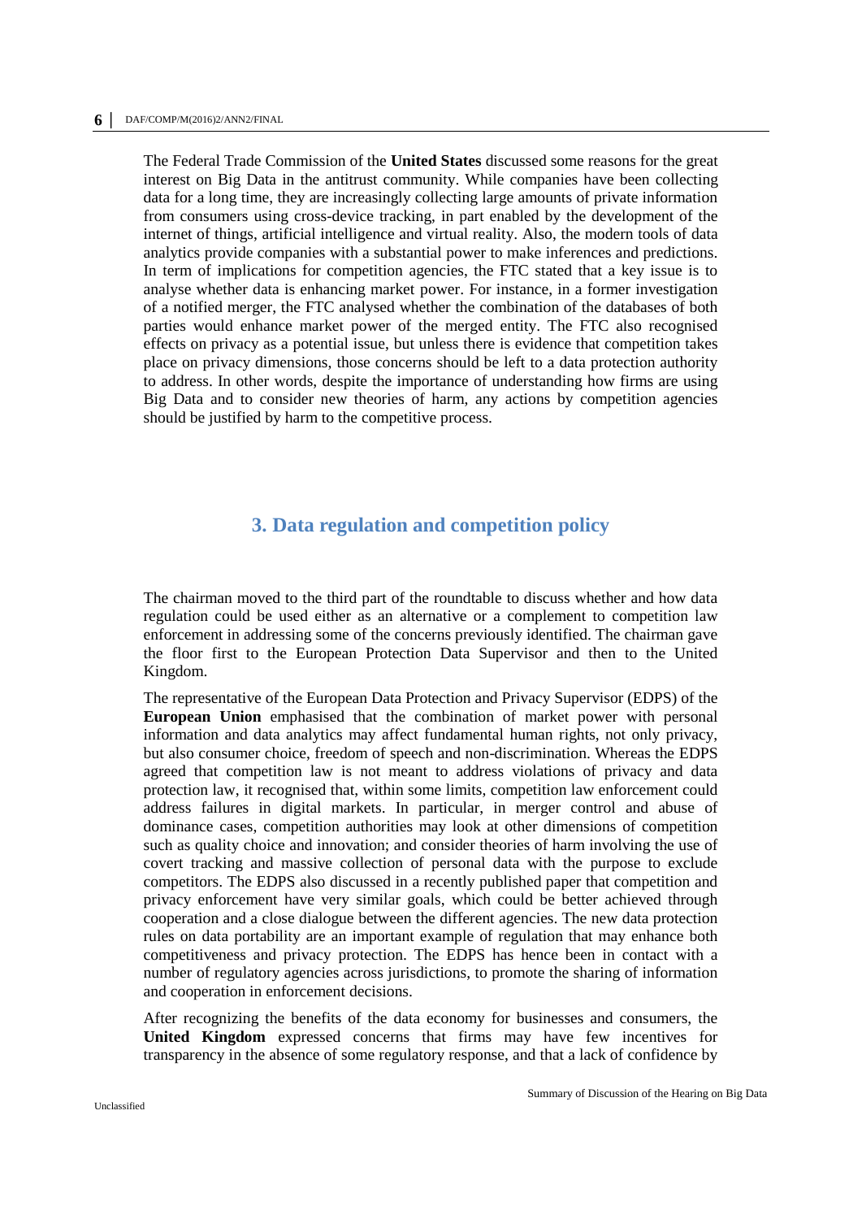The Federal Trade Commission of the **United States** discussed some reasons for the great interest on Big Data in the antitrust community. While companies have been collecting data for a long time, they are increasingly collecting large amounts of private information from consumers using cross-device tracking, in part enabled by the development of the internet of things, artificial intelligence and virtual reality. Also, the modern tools of data analytics provide companies with a substantial power to make inferences and predictions. In term of implications for competition agencies, the FTC stated that a key issue is to analyse whether data is enhancing market power. For instance, in a former investigation of a notified merger, the FTC analysed whether the combination of the databases of both parties would enhance market power of the merged entity. The FTC also recognised effects on privacy as a potential issue, but unless there is evidence that competition takes place on privacy dimensions, those concerns should be left to a data protection authority to address. In other words, despite the importance of understanding how firms are using Big Data and to consider new theories of harm, any actions by competition agencies should be justified by harm to the competitive process.

## 3. Data regulation and competition policy

The chairman moved to the third part of the roundtable to discuss whether and how data regulation could be used either as an alternative or a complement to competition law enforcement in addressing some of the concerns previously identified. The chairman gave the floor first to the European Protection Data Supervisor and then to the United Kingdom.

The representative of the European Data Protection and Privacy Supervisor (EDPS) of the **European Union** emphasised that the combination of market power with personal information and data analytics may affect fundamental human rights, not only privacy, but also consumer choice, freedom of speech and non-discrimination. Whereas the EDPS agreed that competition law is not meant to address violations of privacy and data protection law, it recognised that, within some limits, competition law enforcement could address failures in digital markets. In particular, in merger control and abuse of dominance cases, competition authorities may look at other dimensions of competition such as quality choice and innovation; and consider theories of harm involving the use of covert tracking and massive collection of personal data with the purpose to exclude competitors. The EDPS also discussed in a recently published paper that competition and privacy enforcement have very similar goals, which could be better achieved through cooperation and a close dialogue between the different agencies. The new data protection rules on data portability are an important example of regulation that may enhance both competitiveness and privacy protection. The EDPS has hence been in contact with a number of regulatory agencies across jurisdictions, to promote the sharing of information and cooperation in enforcement decisions.

After recognizing the benefits of the data economy for businesses and consumers, the **United Kingdom** expressed concerns that firms may have few incentives for transparency in the absence of some regulatory response, and that a lack of confidence by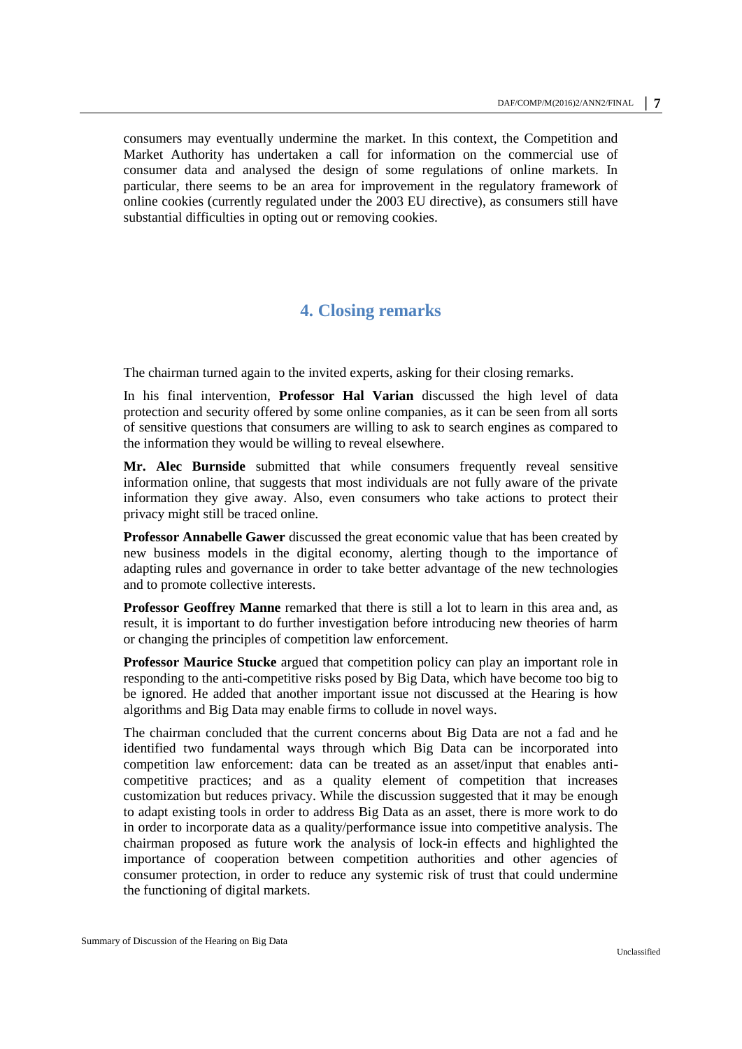consumers may eventually undermine the market. In this context, the Competition and Market Authority has undertaken a call for information on the commercial use of consumer data and analysed the design of some regulations of online markets. In particular, there seems to be an area for improvement in the regulatory framework of online cookies (currently regulated under the 2003 EU directive), as consumers still have substantial difficulties in opting out or removing cookies.

## 4. Closing remarks

The chairman turned again to the invited experts, asking for their closing remarks.

In his final intervention, **Professor Hal Varian** discussed the high level of data protection and security offered by some online companies, as it can be seen from all sorts of sensitive questions that consumers are willing to ask to search engines as compared to the information they would be willing to reveal elsewhere.

**Mr. Alec Burnside** submitted that while consumers frequently reveal sensitive information online, that suggests that most individuals are not fully aware of the private information they give away. Also, even consumers who take actions to protect their privacy might still be traced online.

**Professor Annabelle Gawer** discussed the great economic value that has been created by new business models in the digital economy, alerting though to the importance of adapting rules and governance in order to take better advantage of the new technologies and to promote collective interests.

**Professor Geoffrey Manne** remarked that there is still a lot to learn in this area and, as result, it is important to do further investigation before introducing new theories of harm or changing the principles of competition law enforcement.

**Professor Maurice Stucke** argued that competition policy can play an important role in responding to the anti-competitive risks posed by Big Data, which have become too big to be ignored. He added that another important issue not discussed at the Hearing is how algorithms and Big Data may enable firms to collude in novel ways.

The chairman concluded that the current concerns about Big Data are not a fad and he identified two fundamental ways through which Big Data can be incorporated into competition law enforcement: data can be treated as an asset/input that enables anti-competitive practices; and as a quality element of competition that increases customization but reduces privacy. While the discussion suggested that it may be enough to adapt existing tools in order to address Big Data as an asset, there is more work to do in order to incorporate data as a quality/performance issue into competitive analysis. The chairman proposed as future work the analysis of lock-in effects and highlighted the importance of cooperation between competition authorities and other agencies of consumer protection, in order to reduce any systemic risk of trust that could undermine the functioning of digital markets.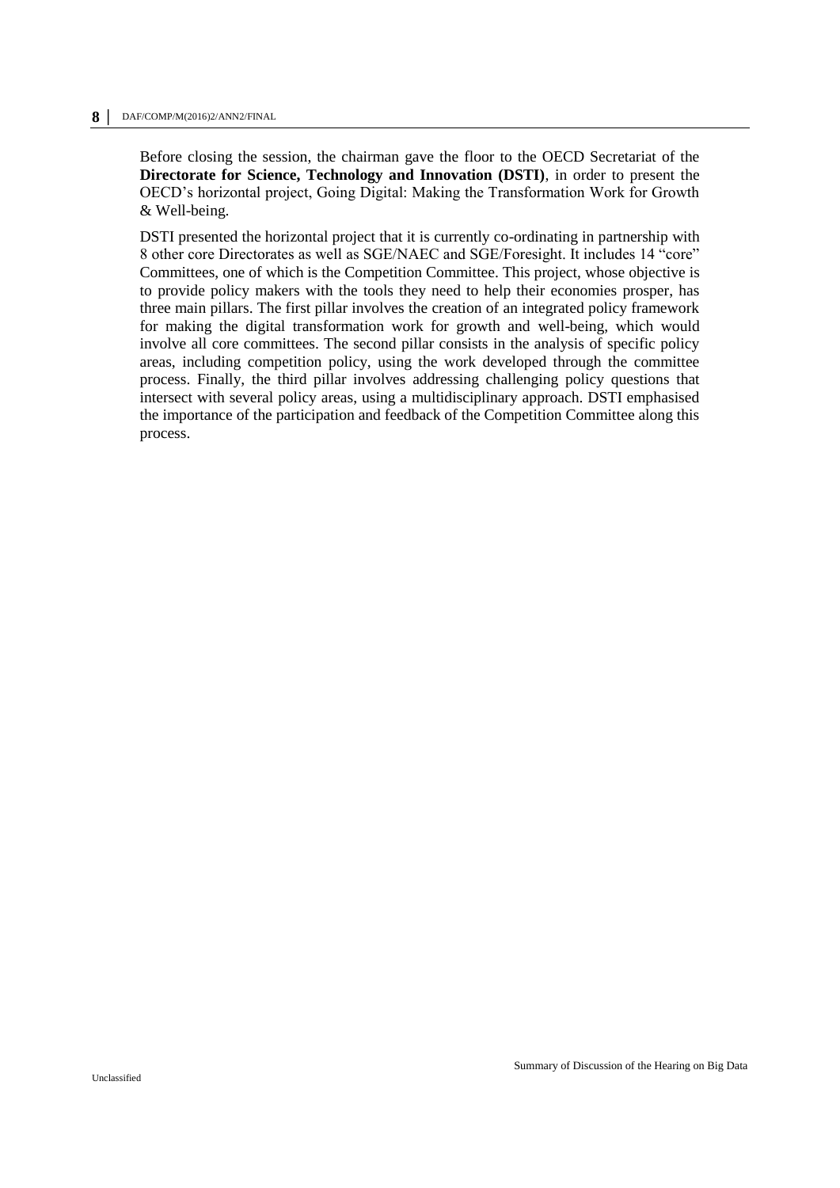Before closing the session, the chairman gave the floor to the OECD Secretariat of the **Directorate for Science, Technology and Innovation (DSTI)**, in order to present the OECD's horizontal project, Going Digital: Making the Transformation Work for Growth & Well-being.

DSTI presented the horizontal project that it is currently co-ordinating in partnership with 8 other core Directorates as well as SGE/NAEC and SGE/Foresight. It includes 14 "core" Committees, one of which is the Competition Committee. This project, whose objective is to provide policy makers with the tools they need to help their economies prosper, has three main pillars. The first pillar involves the creation of an integrated policy framework for making the digital transformation work for growth and well-being, which would involve all core committees. The second pillar consists in the analysis of specific policy areas, including competition policy, using the work developed through the committee process. Finally, the third pillar involves addressing challenging policy questions that intersect with several policy areas, using a multidisciplinary approach. DSTI emphasised the importance of the participation and feedback of the Competition Committee along this process.